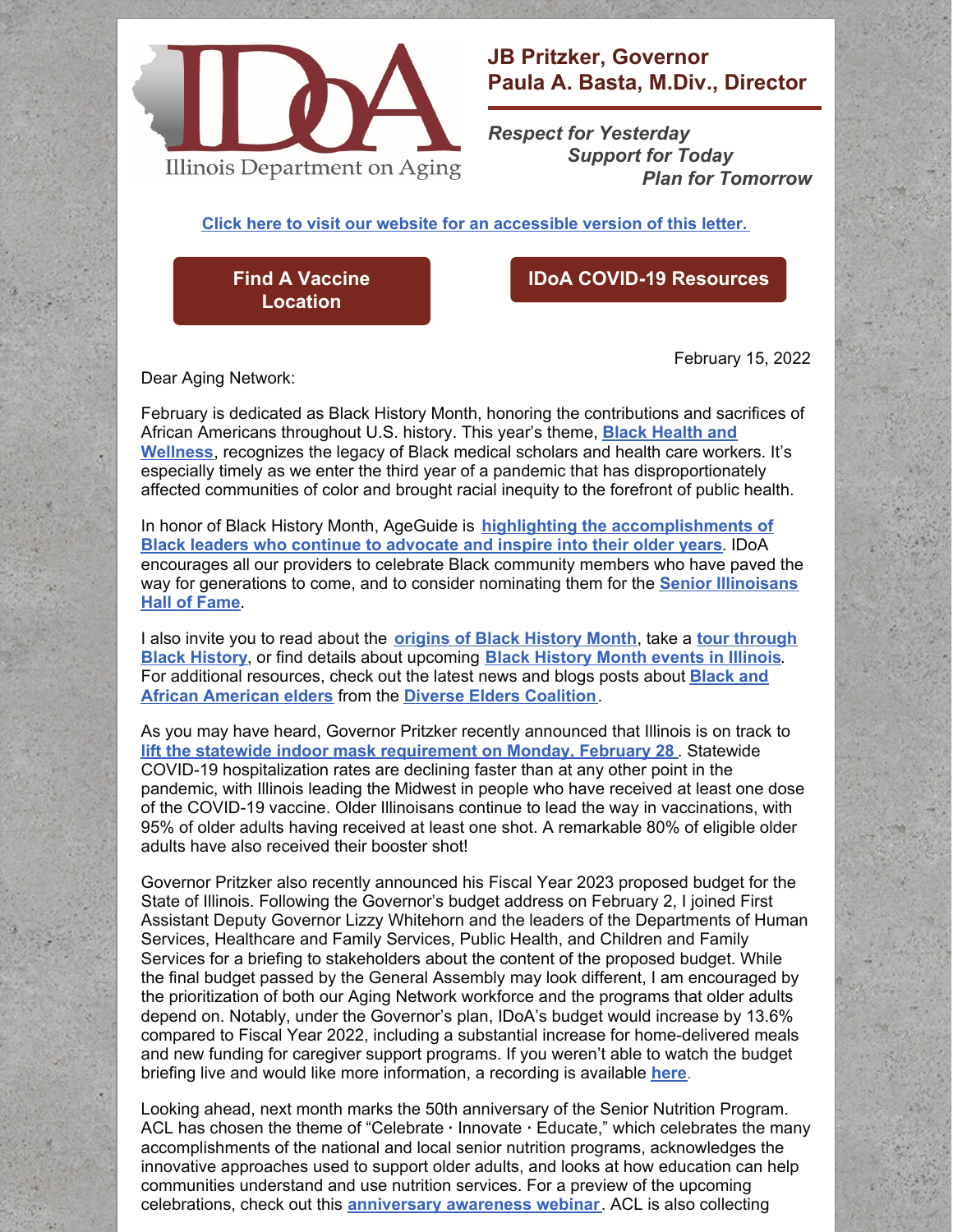Illinois Department on Aging

**JB Pritzker, Governor**
**Paula A. Basta, M.Div., Director**

*Respect for Yesterday*
*Support for Today*
*Plan for Tomorrow*

**Click here to visit our website for an accessible version of this letter.**

**Find A Vaccine Location**

**IDoA COVID-19 Resources**

February 15, 2022

Dear Aging Network:

February is dedicated as Black History Month, honoring the contributions and sacrifices of African Americans throughout U.S. history. This year's theme, **Black Health and Wellness**, recognizes the legacy of Black medical scholars and health care workers. It's especially timely as we enter the third year of a pandemic that has disproportionately affected communities of color and brought racial inequity to the forefront of public health.

In honor of Black History Month, AgeGuide is **highlighting the accomplishments of Black leaders who continue to advocate and inspire into their older years**. IDoA encourages all our providers to celebrate Black community members who have paved the way for generations to come, and to consider nominating them for the **Senior Illinoisans Hall of Fame**.

I also invite you to read about the **origins of Black History Month**, take a **tour through Black History**, or find details about upcoming **Black History Month events in Illinois**. For additional resources, check out the latest news and blogs posts about **Black and African American elders** from the **Diverse Elders Coalition**.

As you may have heard, Governor Pritzker recently announced that Illinois is on track to **lift the statewide indoor mask requirement on Monday, February 28**. Statewide COVID-19 hospitalization rates are declining faster than at any other point in the pandemic, with Illinois leading the Midwest in people who have received at least one dose of the COVID-19 vaccine. Older Illinoisans continue to lead the way in vaccinations, with 95% of older adults having received at least one shot. A remarkable 80% of eligible older adults have also received their booster shot!

Governor Pritzker also recently announced his Fiscal Year 2023 proposed budget for the State of Illinois. Following the Governor's budget address on February 2, I joined First Assistant Deputy Governor Lizzy Whitehorn and the leaders of the Departments of Human Services, Healthcare and Family Services, Public Health, and Children and Family Services for a briefing to stakeholders about the content of the proposed budget. While the final budget passed by the General Assembly may look different, I am encouraged by the prioritization of both our Aging Network workforce and the programs that older adults depend on. Notably, under the Governor's plan, IDoA's budget would increase by 13.6% compared to Fiscal Year 2022, including a substantial increase for home-delivered meals and new funding for caregiver support programs. If you weren't able to watch the budget briefing live and would like more information, a recording is available **here**.

Looking ahead, next month marks the 50th anniversary of the Senior Nutrition Program. ACL has chosen the theme of "Celebrate · Innovate · Educate," which celebrates the many accomplishments of the national and local senior nutrition programs, acknowledges the innovative approaches used to support older adults, and looks at how education can help communities understand and use nutrition services. For a preview of the upcoming celebrations, check out this **anniversary awareness webinar**. ACL is also collecting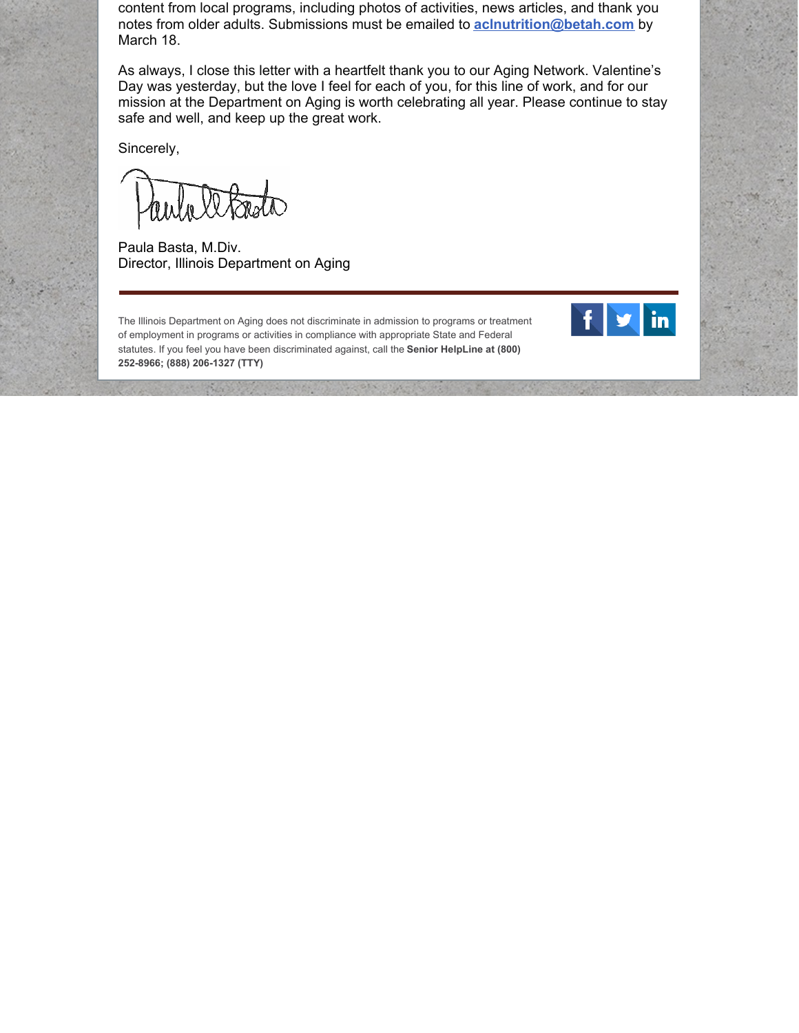content from local programs, including photos of activities, news articles, and thank you notes from older adults. Submissions must be emailed to **aclnutrition@betah.com** by March 18.

As always, I close this letter with a heartfelt thank you to our Aging Network. Valentine's Day was yesterday, but the love I feel for each of you, for this line of work, and for our mission at the Department on Aging is worth celebrating all year. Please continue to stay safe and well, and keep up the great work.

Sincerely,

Paula Basta, M.Div.
Director, Illinois Department on Aging

---

The Illinois Department on Aging does not discriminate in admission to programs or treatment of employment in programs or activities in compliance with appropriate State and Federal statutes. If you feel you have been discriminated against, call the **Senior HelpLine at (800) 252-8966; (888) 206-1327 (TTY)**